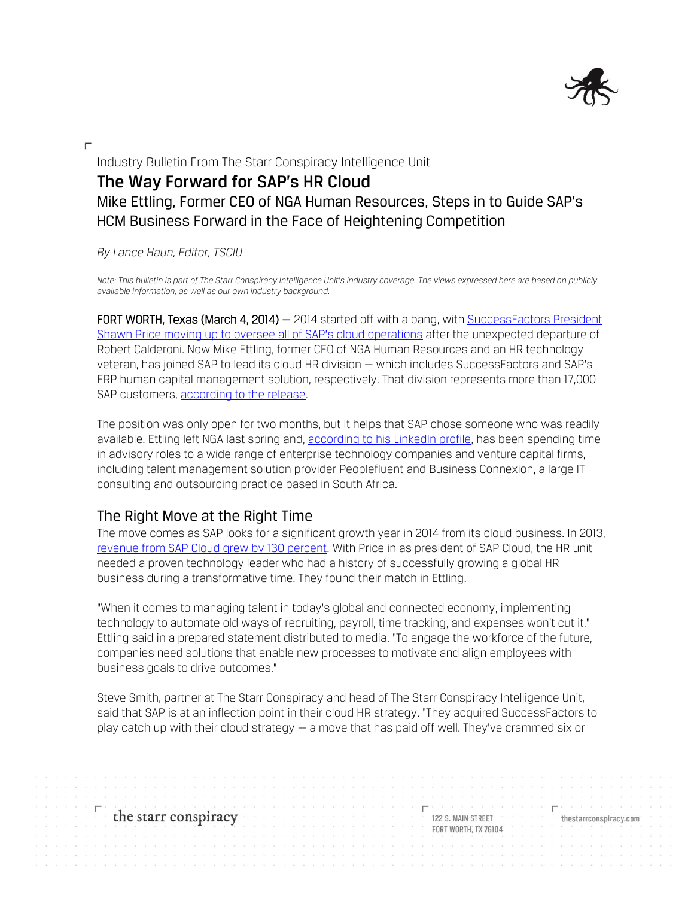Industry Bulletin From The Starr Conspiracy Intelligence Unit

# The Way Forward for SAP's HR Cloud

## Mike Ettling, Former CEO of NGA Human Resources, Steps in to Guide SAP's HCM Business Forward in the Face of Heightening Competition

*By Lance Haun, Editor, TSCIU*

*Note: This bulletin is part of The Starr Conspiracy Intelligence Unit's industry coverage. The views expressed here are based on publicly available information, as well as our own industry background.*

**FORT WORTH, Texas (March 4, 2014)** — 2014 started off with a bang, with SuccessFactors President Shawn Price moving up to oversee all of SAP's cloud operations after the unexpected departure of Robert Calderoni. Now Mike Ettling, former CEO of NGA Human Resources and an HR technology veteran, has joined SAP to lead its cloud HR division — which includes SuccessFactors and SAP's ERP human capital management solution, respectively. That division represents more than 17,000 SAP customers, according to the release.

The position was only open for two months, but it helps that SAP chose someone who was readily available. Ettling left NGA last spring and, according to his LinkedIn profile, has been spending time in advisory roles to a wide range of enterprise technology companies and venture capital firms, including talent management solution provider Peoplefluent and Business Connexion, a large IT consulting and outsourcing practice based in South Africa.

## The Right Move at the Right Time

The move comes as SAP looks for a significant growth year in 2014 from its cloud business. In 2013, revenue from SAP Cloud grew by 130 percent. With Price in as president of SAP Cloud, the HR unit needed a proven technology leader who had a history of successfully growing a global HR business during a transformative time. They found their match in Ettling.

"When it comes to managing talent in today's global and connected economy, implementing technology to automate old ways of recruiting, payroll, time tracking, and expenses won't cut it," Ettling said in a prepared statement distributed to media. "To engage the workforce of the future, companies need solutions that enable new processes to motivate and align employees with business goals to drive outcomes."

Steve Smith, partner at The Starr Conspiracy and head of The Starr Conspiracy Intelligence Unit, said that SAP is at an inflection point in their cloud HR strategy. "They acquired SuccessFactors to play catch up with their cloud strategy — a move that has paid off well. They've crammed six or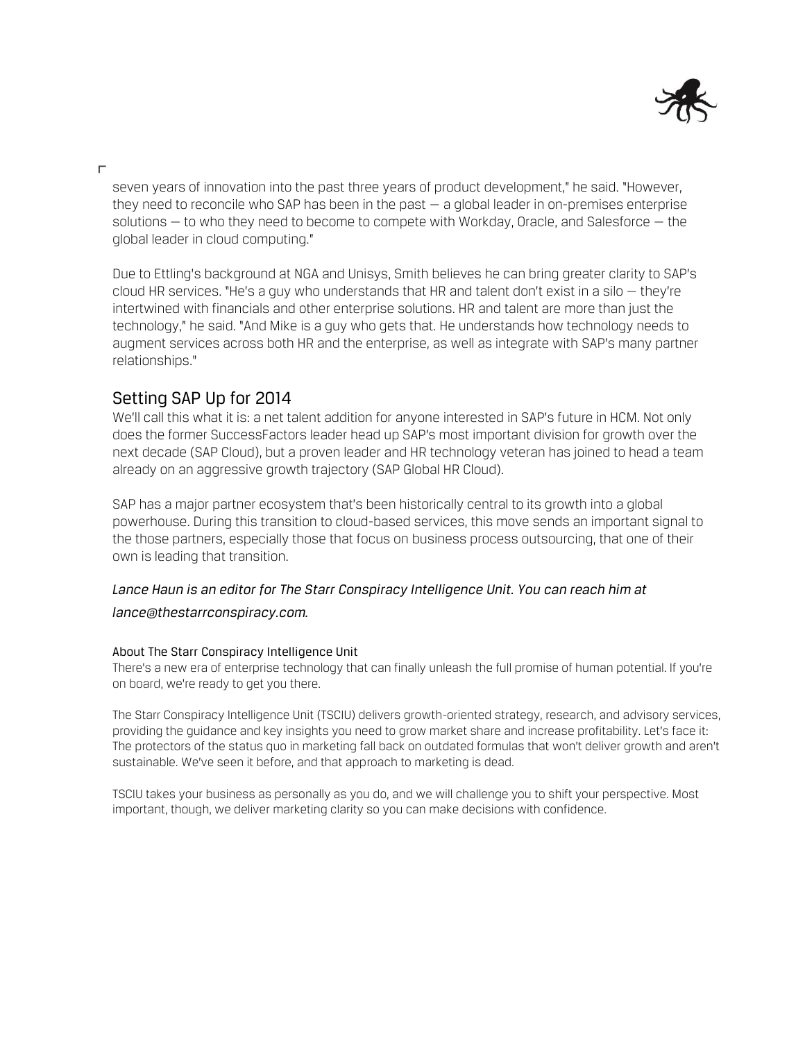seven years of innovation into the past three years of product development," he said. "However, they need to reconcile who SAP has been in the past — a global leader in on-premises enterprise solutions — to who they need to become to compete with Workday, Oracle, and Salesforce — the global leader in cloud computing."

Due to Ettling's background at NGA and Unisys, Smith believes he can bring greater clarity to SAP's cloud HR services. "He's a guy who understands that HR and talent don't exist in a silo — they're intertwined with financials and other enterprise solutions. HR and talent are more than just the technology," he said. "And Mike is a guy who gets that. He understands how technology needs to augment services across both HR and the enterprise, as well as integrate with SAP's many partner relationships."

## Setting SAP Up for 2014

We'll call this what it is: a net talent addition for anyone interested in SAP's future in HCM. Not only does the former SuccessFactors leader head up SAP's most important division for growth over the next decade (SAP Cloud), but a proven leader and HR technology veteran has joined to head a team already on an aggressive growth trajectory (SAP Global HR Cloud).

SAP has a major partner ecosystem that's been historically central to its growth into a global powerhouse. During this transition to cloud-based services, this move sends an important signal to the those partners, especially those that focus on business process outsourcing, that one of their own is leading that transition.

*Lance Haun is an editor for The Starr Conspiracy Intelligence Unit. You can reach him at lance@thestarrconspiracy.com.*

#### About The Starr Conspiracy Intelligence Unit

There's a new era of enterprise technology that can finally unleash the full promise of human potential. If you're on board, we're ready to get you there.

The Starr Conspiracy Intelligence Unit (TSCIU) delivers growth-oriented strategy, research, and advisory services, providing the guidance and key insights you need to grow market share and increase profitability. Let's face it: The protectors of the status quo in marketing fall back on outdated formulas that won't deliver growth and aren't sustainable. We've seen it before, and that approach to marketing is dead.

TSCIU takes your business as personally as you do, and we will challenge you to shift your perspective. Most important, though, we deliver marketing clarity so you can make decisions with confidence.